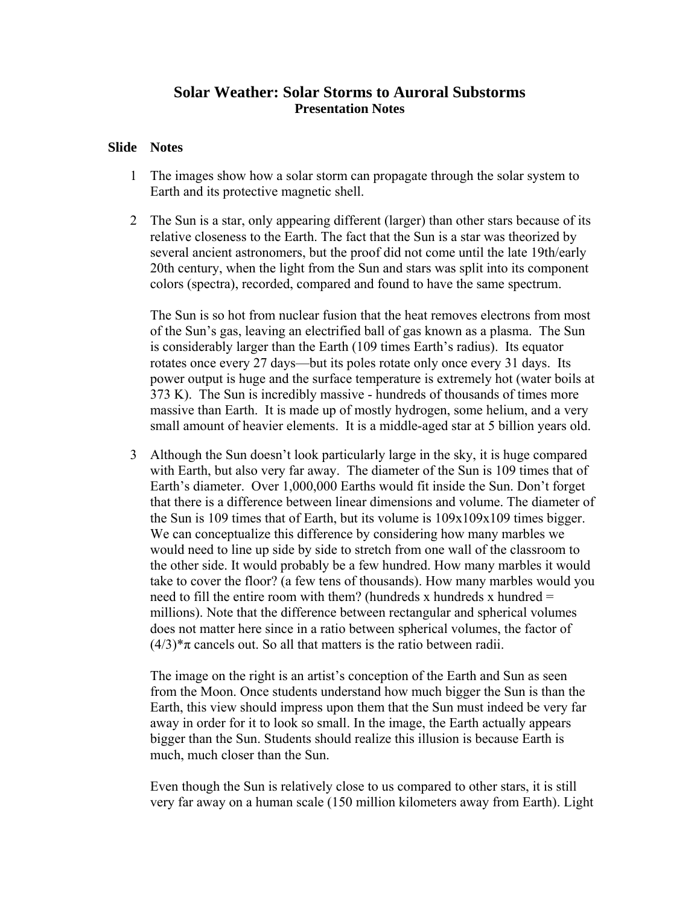# Solar Weather: Solar Storms to Auroral Substorms

## Presentation Notes

**Slide Notes**

1 The images show how a solar storm can propagate through the solar system to Earth and its protective magnetic shell.

2 The Sun is a star, only appearing different (larger) than other stars because of its relative closeness to the Earth. The fact that the Sun is a star was theorized by several ancient astronomers, but the proof did not come until the late 19th/early 20th century, when the light from the Sun and stars was split into its component colors (spectra), recorded, compared and found to have the same spectrum.

The Sun is so hot from nuclear fusion that the heat removes electrons from most of the Sun's gas, leaving an electrified ball of gas known as a plasma. The Sun is considerably larger than the Earth (109 times Earth's radius). Its equator rotates once every 27 days—but its poles rotate only once every 31 days. Its power output is huge and the surface temperature is extremely hot (water boils at 373 K). The Sun is incredibly massive - hundreds of thousands of times more massive than Earth. It is made up of mostly hydrogen, some helium, and a very small amount of heavier elements. It is a middle-aged star at 5 billion years old.

3 Although the Sun doesn't look particularly large in the sky, it is huge compared with Earth, but also very far away. The diameter of the Sun is 109 times that of Earth's diameter. Over 1,000,000 Earths would fit inside the Sun. Don't forget that there is a difference between linear dimensions and volume. The diameter of the Sun is 109 times that of Earth, but its volume is 109x109x109 times bigger. We can conceptualize this difference by considering how many marbles we would need to line up side by side to stretch from one wall of the classroom to the other side. It would probably be a few hundred. How many marbles it would take to cover the floor? (a few tens of thousands). How many marbles would you need to fill the entire room with them? (hundreds x hundreds x hundred = millions). Note that the difference between rectangular and spherical volumes does not matter here since in a ratio between spherical volumes, the factor of $(4/3)*\pi$ cancels out. So all that matters is the ratio between radii.

The image on the right is an artist's conception of the Earth and Sun as seen from the Moon. Once students understand how much bigger the Sun is than the Earth, this view should impress upon them that the Sun must indeed be very far away in order for it to look so small. In the image, the Earth actually appears bigger than the Sun. Students should realize this illusion is because Earth is much, much closer than the Sun.

Even though the Sun is relatively close to us compared to other stars, it is still very far away on a human scale (150 million kilometers away from Earth). Light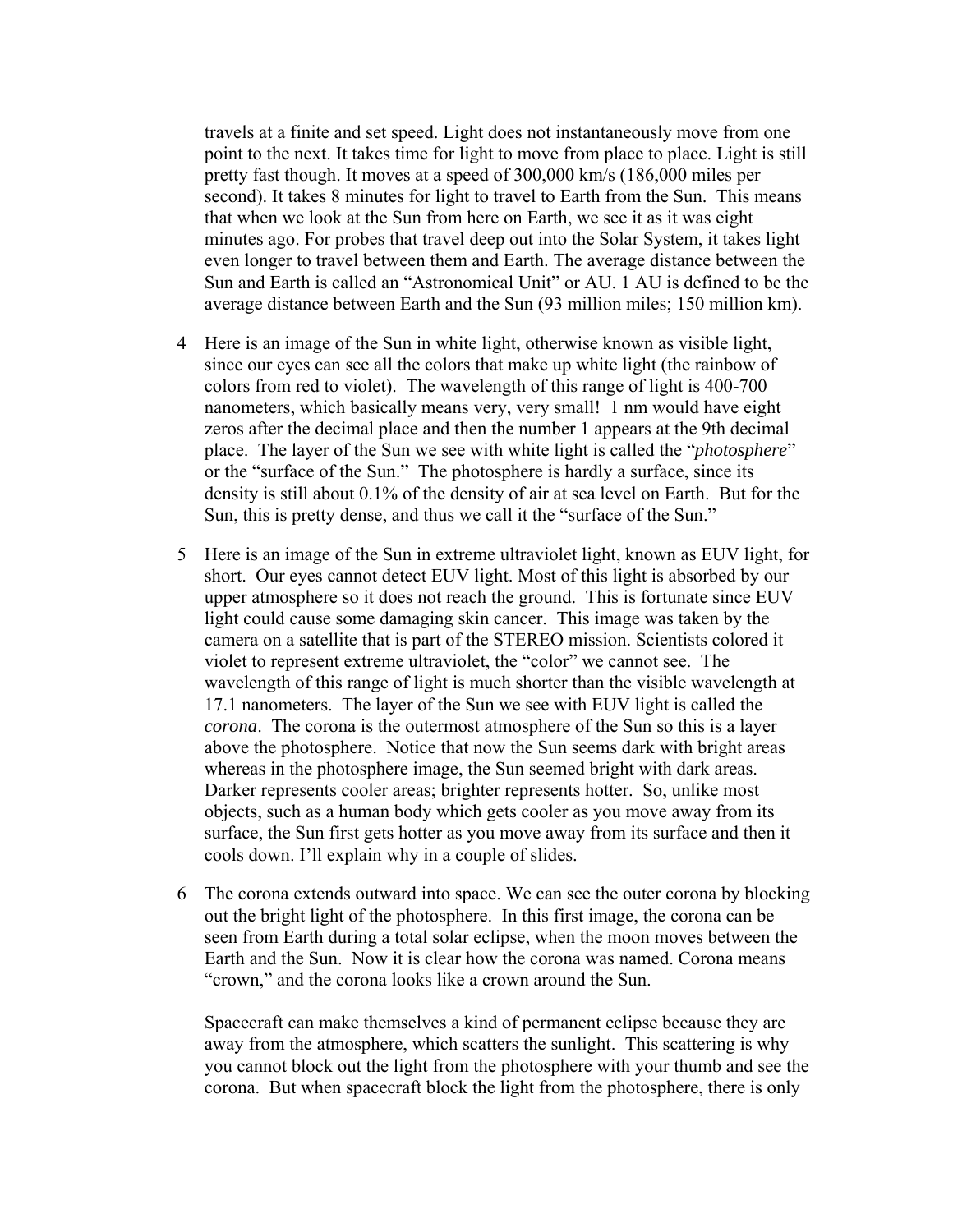travels at a finite and set speed. Light does not instantaneously move from one point to the next. It takes time for light to move from place to place. Light is still pretty fast though. It moves at a speed of 300,000 km/s (186,000 miles per second). It takes 8 minutes for light to travel to Earth from the Sun. This means that when we look at the Sun from here on Earth, we see it as it was eight minutes ago. For probes that travel deep out into the Solar System, it takes light even longer to travel between them and Earth. The average distance between the Sun and Earth is called an "Astronomical Unit" or AU. 1 AU is defined to be the average distance between Earth and the Sun (93 million miles; 150 million km).

4 Here is an image of the Sun in white light, otherwise known as visible light, since our eyes can see all the colors that make up white light (the rainbow of colors from red to violet). The wavelength of this range of light is 400-700 nanometers, which basically means very, very small! 1 nm would have eight zeros after the decimal place and then the number 1 appears at the 9th decimal place. The layer of the Sun we see with white light is called the "*photosphere*" or the "surface of the Sun." The photosphere is hardly a surface, since its density is still about 0.1% of the density of air at sea level on Earth. But for the Sun, this is pretty dense, and thus we call it the "surface of the Sun."

5 Here is an image of the Sun in extreme ultraviolet light, known as EUV light, for short. Our eyes cannot detect EUV light. Most of this light is absorbed by our upper atmosphere so it does not reach the ground. This is fortunate since EUV light could cause some damaging skin cancer. This image was taken by the camera on a satellite that is part of the STEREO mission. Scientists colored it violet to represent extreme ultraviolet, the "color" we cannot see. The wavelength of this range of light is much shorter than the visible wavelength at 17.1 nanometers. The layer of the Sun we see with EUV light is called the *corona*. The corona is the outermost atmosphere of the Sun so this is a layer above the photosphere. Notice that now the Sun seems dark with bright areas whereas in the photosphere image, the Sun seemed bright with dark areas. Darker represents cooler areas; brighter represents hotter. So, unlike most objects, such as a human body which gets cooler as you move away from its surface, the Sun first gets hotter as you move away from its surface and then it cools down. I'll explain why in a couple of slides.

6 The corona extends outward into space. We can see the outer corona by blocking out the bright light of the photosphere. In this first image, the corona can be seen from Earth during a total solar eclipse, when the moon moves between the Earth and the Sun. Now it is clear how the corona was named. Corona means "crown," and the corona looks like a crown around the Sun.

Spacecraft can make themselves a kind of permanent eclipse because they are away from the atmosphere, which scatters the sunlight. This scattering is why you cannot block out the light from the photosphere with your thumb and see the corona. But when spacecraft block the light from the photosphere, there is only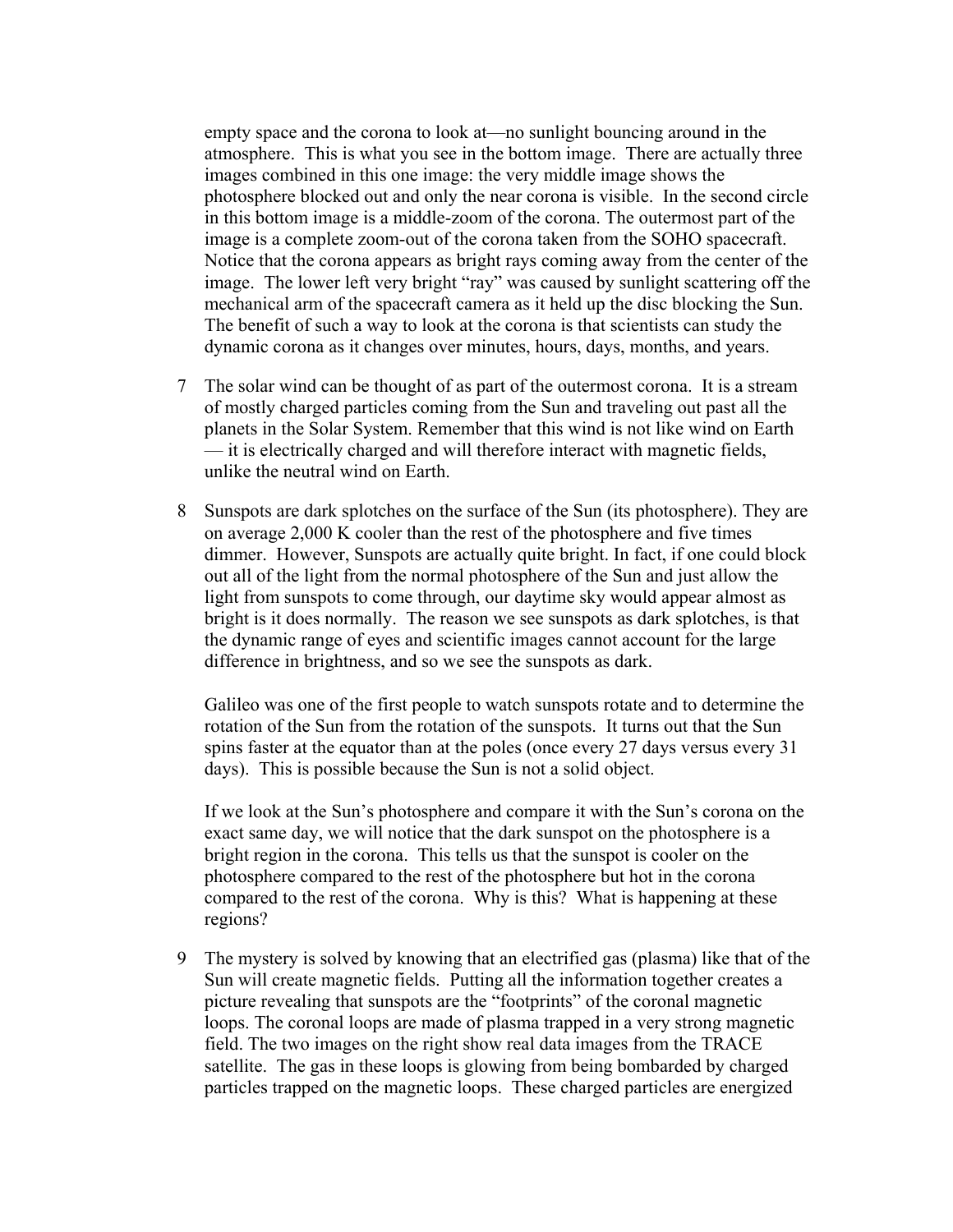empty space and the corona to look at—no sunlight bouncing around in the atmosphere. This is what you see in the bottom image. There are actually three images combined in this one image: the very middle image shows the photosphere blocked out and only the near corona is visible. In the second circle in this bottom image is a middle-zoom of the corona. The outermost part of the image is a complete zoom-out of the corona taken from the SOHO spacecraft. Notice that the corona appears as bright rays coming away from the center of the image. The lower left very bright "ray" was caused by sunlight scattering off the mechanical arm of the spacecraft camera as it held up the disc blocking the Sun. The benefit of such a way to look at the corona is that scientists can study the dynamic corona as it changes over minutes, hours, days, months, and years.

7 The solar wind can be thought of as part of the outermost corona. It is a stream of mostly charged particles coming from the Sun and traveling out past all the planets in the Solar System. Remember that this wind is not like wind on Earth — it is electrically charged and will therefore interact with magnetic fields, unlike the neutral wind on Earth.

8 Sunspots are dark splotches on the surface of the Sun (its photosphere). They are on average 2,000 K cooler than the rest of the photosphere and five times dimmer. However, Sunspots are actually quite bright. In fact, if one could block out all of the light from the normal photosphere of the Sun and just allow the light from sunspots to come through, our daytime sky would appear almost as bright is it does normally. The reason we see sunspots as dark splotches, is that the dynamic range of eyes and scientific images cannot account for the large difference in brightness, and so we see the sunspots as dark.

   Galileo was one of the first people to watch sunspots rotate and to determine the rotation of the Sun from the rotation of the sunspots. It turns out that the Sun spins faster at the equator than at the poles (once every 27 days versus every 31 days). This is possible because the Sun is not a solid object.

   If we look at the Sun's photosphere and compare it with the Sun's corona on the exact same day, we will notice that the dark sunspot on the photosphere is a bright region in the corona. This tells us that the sunspot is cooler on the photosphere compared to the rest of the photosphere but hot in the corona compared to the rest of the corona. Why is this? What is happening at these regions?

9 The mystery is solved by knowing that an electrified gas (plasma) like that of the Sun will create magnetic fields. Putting all the information together creates a picture revealing that sunspots are the "footprints" of the coronal magnetic loops. The coronal loops are made of plasma trapped in a very strong magnetic field. The two images on the right show real data images from the TRACE satellite. The gas in these loops is glowing from being bombarded by charged particles trapped on the magnetic loops. These charged particles are energized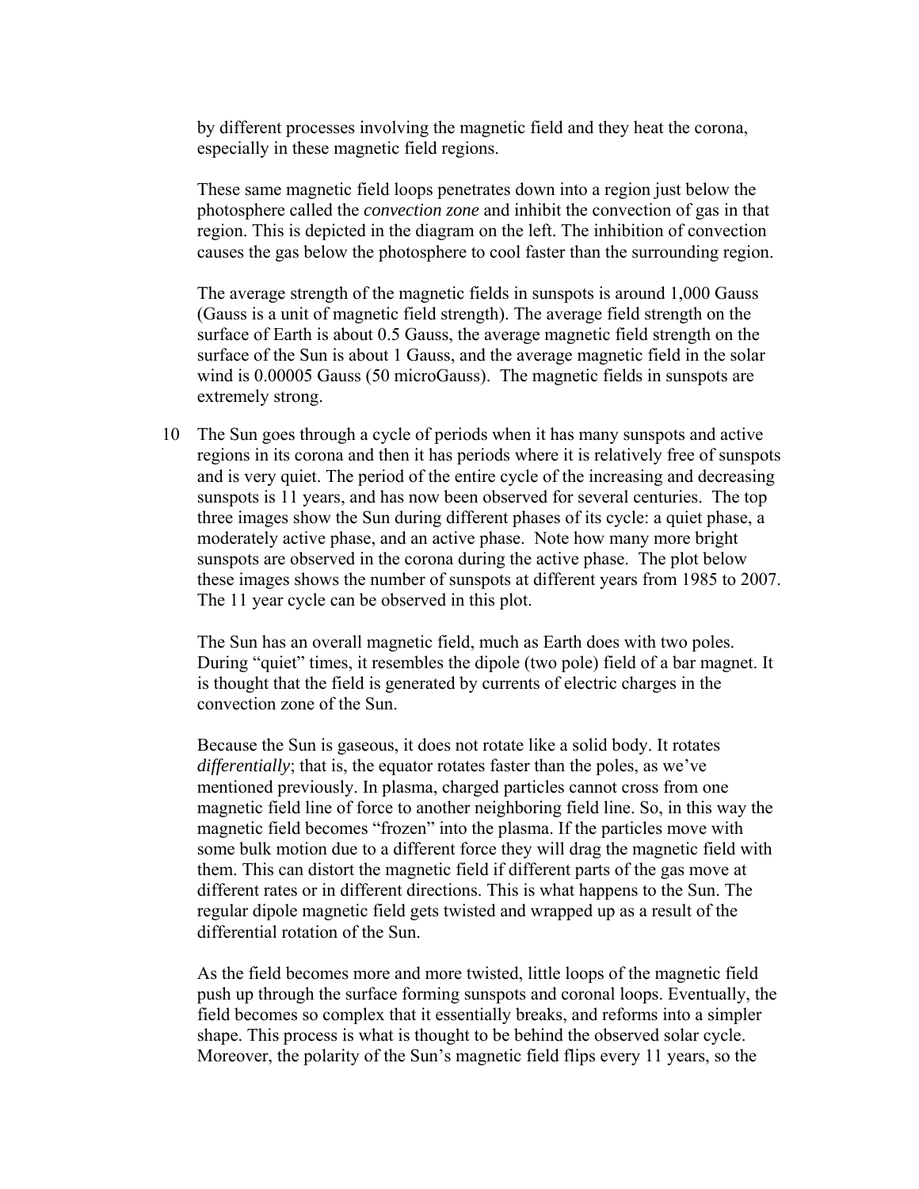by different processes involving the magnetic field and they heat the corona, especially in these magnetic field regions.

These same magnetic field loops penetrates down into a region just below the photosphere called the *convection zone* and inhibit the convection of gas in that region. This is depicted in the diagram on the left. The inhibition of convection causes the gas below the photosphere to cool faster than the surrounding region.

The average strength of the magnetic fields in sunspots is around 1,000 Gauss (Gauss is a unit of magnetic field strength). The average field strength on the surface of Earth is about 0.5 Gauss, the average magnetic field strength on the surface of the Sun is about 1 Gauss, and the average magnetic field in the solar wind is 0.00005 Gauss (50 microGauss). The magnetic fields in sunspots are extremely strong.

10 The Sun goes through a cycle of periods when it has many sunspots and active regions in its corona and then it has periods where it is relatively free of sunspots and is very quiet. The period of the entire cycle of the increasing and decreasing sunspots is 11 years, and has now been observed for several centuries. The top three images show the Sun during different phases of its cycle: a quiet phase, a moderately active phase, and an active phase. Note how many more bright sunspots are observed in the corona during the active phase. The plot below these images shows the number of sunspots at different years from 1985 to 2007. The 11 year cycle can be observed in this plot.

The Sun has an overall magnetic field, much as Earth does with two poles. During "quiet" times, it resembles the dipole (two pole) field of a bar magnet. It is thought that the field is generated by currents of electric charges in the convection zone of the Sun.

Because the Sun is gaseous, it does not rotate like a solid body. It rotates *differentially*; that is, the equator rotates faster than the poles, as we've mentioned previously. In plasma, charged particles cannot cross from one magnetic field line of force to another neighboring field line. So, in this way the magnetic field becomes "frozen" into the plasma. If the particles move with some bulk motion due to a different force they will drag the magnetic field with them. This can distort the magnetic field if different parts of the gas move at different rates or in different directions. This is what happens to the Sun. The regular dipole magnetic field gets twisted and wrapped up as a result of the differential rotation of the Sun.

As the field becomes more and more twisted, little loops of the magnetic field push up through the surface forming sunspots and coronal loops. Eventually, the field becomes so complex that it essentially breaks, and reforms into a simpler shape. This process is what is thought to be behind the observed solar cycle. Moreover, the polarity of the Sun's magnetic field flips every 11 years, so the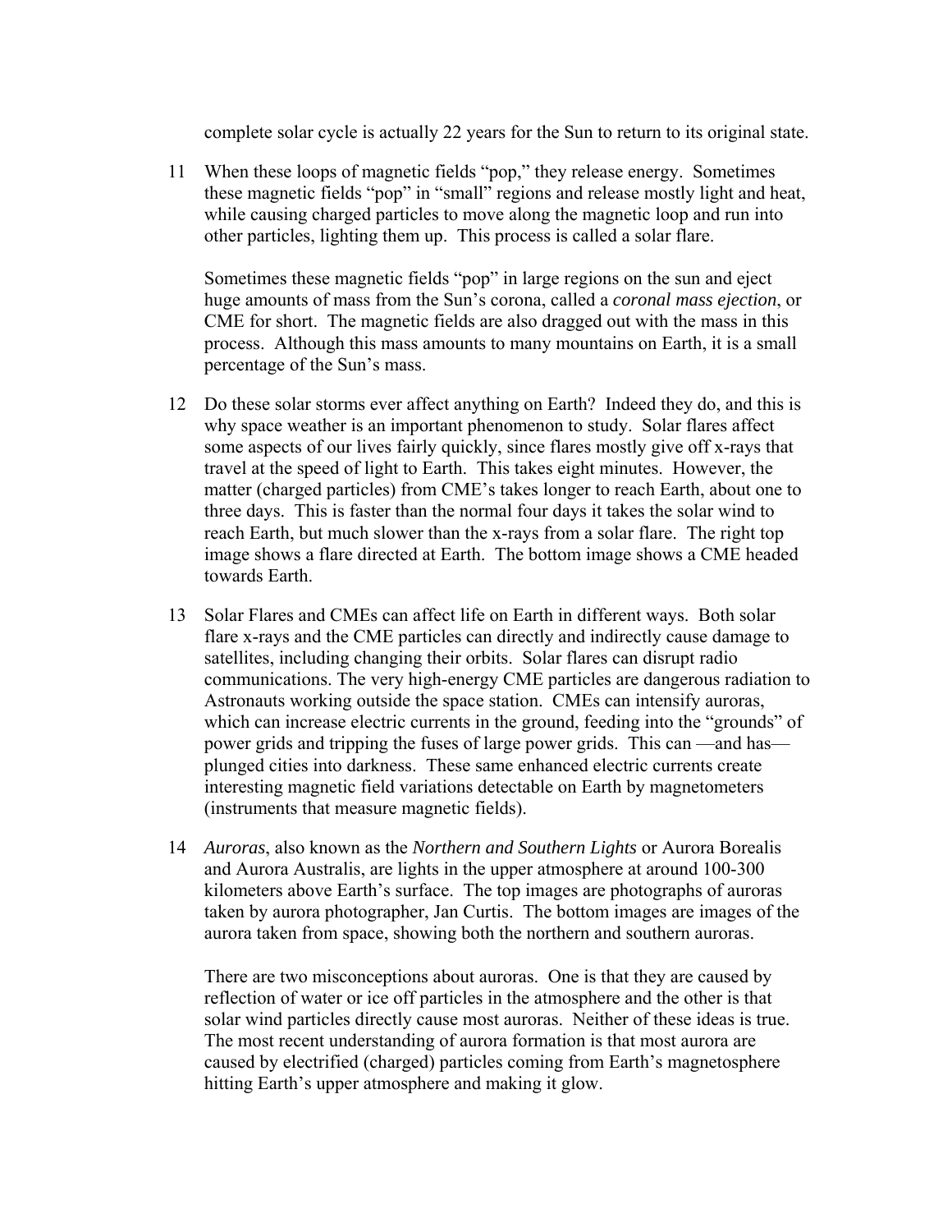complete solar cycle is actually 22 years for the Sun to return to its original state.

11 When these loops of magnetic fields "pop," they release energy. Sometimes these magnetic fields "pop" in "small" regions and release mostly light and heat, while causing charged particles to move along the magnetic loop and run into other particles, lighting them up. This process is called a solar flare.

Sometimes these magnetic fields "pop" in large regions on the sun and eject huge amounts of mass from the Sun's corona, called a *coronal mass ejection*, or CME for short. The magnetic fields are also dragged out with the mass in this process. Although this mass amounts to many mountains on Earth, it is a small percentage of the Sun's mass.

12 Do these solar storms ever affect anything on Earth? Indeed they do, and this is why space weather is an important phenomenon to study. Solar flares affect some aspects of our lives fairly quickly, since flares mostly give off x-rays that travel at the speed of light to Earth. This takes eight minutes. However, the matter (charged particles) from CME's takes longer to reach Earth, about one to three days. This is faster than the normal four days it takes the solar wind to reach Earth, but much slower than the x-rays from a solar flare. The right top image shows a flare directed at Earth. The bottom image shows a CME headed towards Earth.

13 Solar Flares and CMEs can affect life on Earth in different ways. Both solar flare x-rays and the CME particles can directly and indirectly cause damage to satellites, including changing their orbits. Solar flares can disrupt radio communications. The very high-energy CME particles are dangerous radiation to Astronauts working outside the space station. CMEs can intensify auroras, which can increase electric currents in the ground, feeding into the "grounds" of power grids and tripping the fuses of large power grids. This can —and has— plunged cities into darkness. These same enhanced electric currents create interesting magnetic field variations detectable on Earth by magnetometers (instruments that measure magnetic fields).

14 *Auroras*, also known as the *Northern and Southern Lights* or Aurora Borealis and Aurora Australis, are lights in the upper atmosphere at around 100-300 kilometers above Earth's surface. The top images are photographs of auroras taken by aurora photographer, Jan Curtis. The bottom images are images of the aurora taken from space, showing both the northern and southern auroras.

There are two misconceptions about auroras. One is that they are caused by reflection of water or ice off particles in the atmosphere and the other is that solar wind particles directly cause most auroras. Neither of these ideas is true. The most recent understanding of aurora formation is that most aurora are caused by electrified (charged) particles coming from Earth's magnetosphere hitting Earth's upper atmosphere and making it glow.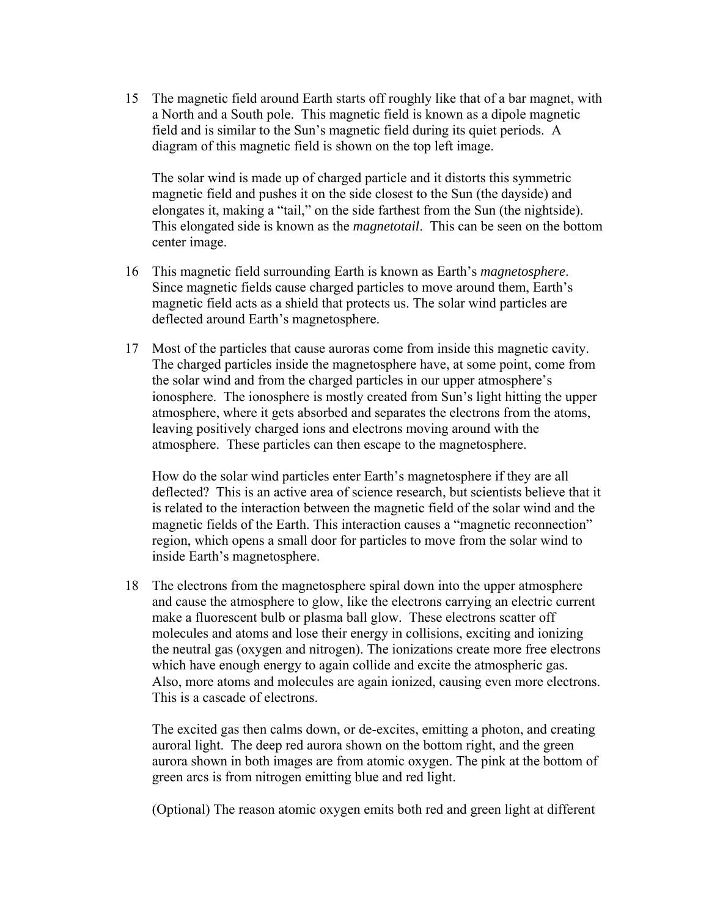15 The magnetic field around Earth starts off roughly like that of a bar magnet, with a North and a South pole. This magnetic field is known as a dipole magnetic field and is similar to the Sun's magnetic field during its quiet periods. A diagram of this magnetic field is shown on the top left image.

The solar wind is made up of charged particle and it distorts this symmetric magnetic field and pushes it on the side closest to the Sun (the dayside) and elongates it, making a "tail," on the side farthest from the Sun (the nightside). This elongated side is known as the *magnetotail*. This can be seen on the bottom center image.

16 This magnetic field surrounding Earth is known as Earth's *magnetosphere*. Since magnetic fields cause charged particles to move around them, Earth's magnetic field acts as a shield that protects us. The solar wind particles are deflected around Earth's magnetosphere.

17 Most of the particles that cause auroras come from inside this magnetic cavity. The charged particles inside the magnetosphere have, at some point, come from the solar wind and from the charged particles in our upper atmosphere's ionosphere. The ionosphere is mostly created from Sun's light hitting the upper atmosphere, where it gets absorbed and separates the electrons from the atoms, leaving positively charged ions and electrons moving around with the atmosphere. These particles can then escape to the magnetosphere.

How do the solar wind particles enter Earth's magnetosphere if they are all deflected? This is an active area of science research, but scientists believe that it is related to the interaction between the magnetic field of the solar wind and the magnetic fields of the Earth. This interaction causes a "magnetic reconnection" region, which opens a small door for particles to move from the solar wind to inside Earth's magnetosphere.

18 The electrons from the magnetosphere spiral down into the upper atmosphere and cause the atmosphere to glow, like the electrons carrying an electric current make a fluorescent bulb or plasma ball glow. These electrons scatter off molecules and atoms and lose their energy in collisions, exciting and ionizing the neutral gas (oxygen and nitrogen). The ionizations create more free electrons which have enough energy to again collide and excite the atmospheric gas. Also, more atoms and molecules are again ionized, causing even more electrons. This is a cascade of electrons.

The excited gas then calms down, or de-excites, emitting a photon, and creating auroral light. The deep red aurora shown on the bottom right, and the green aurora shown in both images are from atomic oxygen. The pink at the bottom of green arcs is from nitrogen emitting blue and red light.

(Optional) The reason atomic oxygen emits both red and green light at different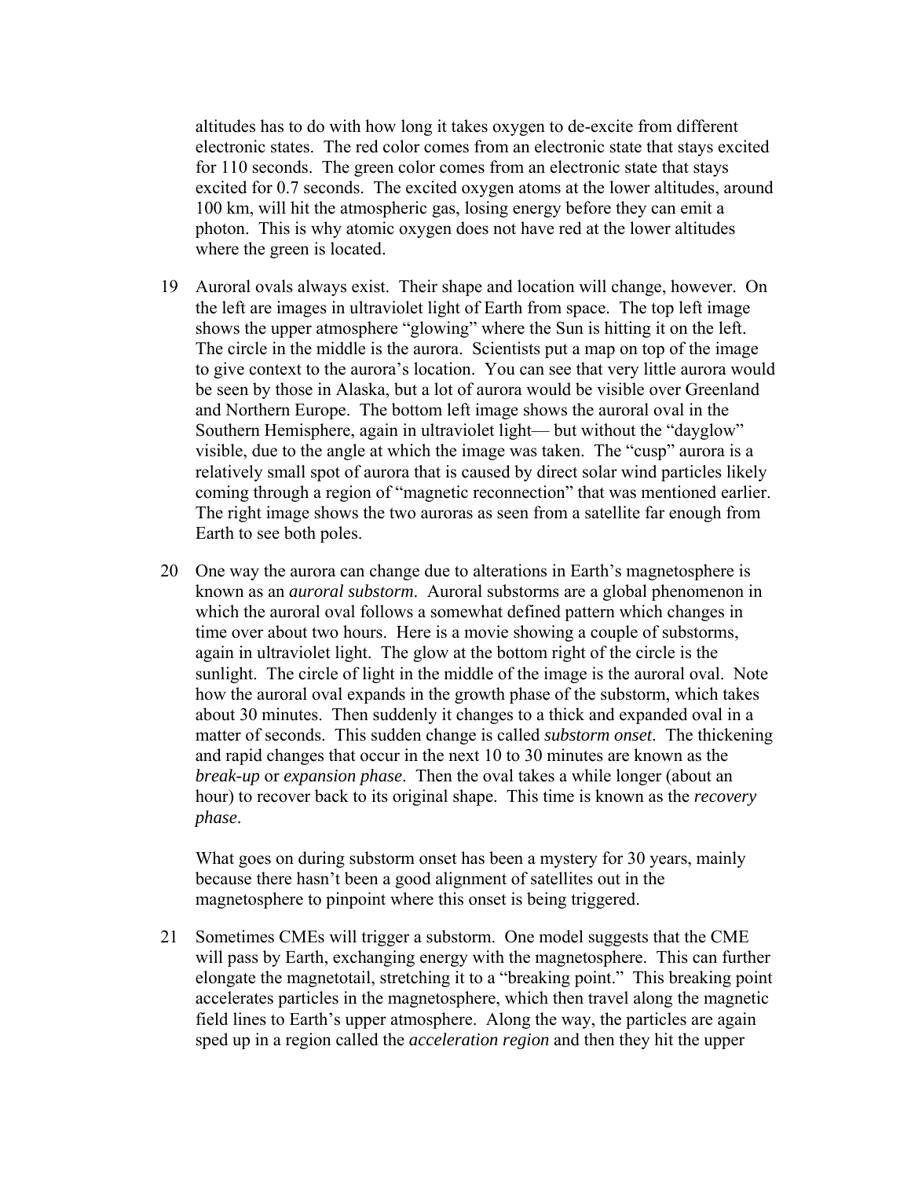altitudes has to do with how long it takes oxygen to de-excite from different electronic states. The red color comes from an electronic state that stays excited for 110 seconds. The green color comes from an electronic state that stays excited for 0.7 seconds. The excited oxygen atoms at the lower altitudes, around 100 km, will hit the atmospheric gas, losing energy before they can emit a photon. This is why atomic oxygen does not have red at the lower altitudes where the green is located.

19 Auroral ovals always exist. Their shape and location will change, however. On the left are images in ultraviolet light of Earth from space. The top left image shows the upper atmosphere "glowing" where the Sun is hitting it on the left. The circle in the middle is the aurora. Scientists put a map on top of the image to give context to the aurora's location. You can see that very little aurora would be seen by those in Alaska, but a lot of aurora would be visible over Greenland and Northern Europe. The bottom left image shows the auroral oval in the Southern Hemisphere, again in ultraviolet light— but without the "dayglow" visible, due to the angle at which the image was taken. The "cusp" aurora is a relatively small spot of aurora that is caused by direct solar wind particles likely coming through a region of "magnetic reconnection" that was mentioned earlier. The right image shows the two auroras as seen from a satellite far enough from Earth to see both poles.

20 One way the aurora can change due to alterations in Earth's magnetosphere is known as an *auroral substorm*. Auroral substorms are a global phenomenon in which the auroral oval follows a somewhat defined pattern which changes in time over about two hours. Here is a movie showing a couple of substorms, again in ultraviolet light. The glow at the bottom right of the circle is the sunlight. The circle of light in the middle of the image is the auroral oval. Note how the auroral oval expands in the growth phase of the substorm, which takes about 30 minutes. Then suddenly it changes to a thick and expanded oval in a matter of seconds. This sudden change is called *substorm onset*. The thickening and rapid changes that occur in the next 10 to 30 minutes are known as the *break-up* or *expansion phase*. Then the oval takes a while longer (about an hour) to recover back to its original shape. This time is known as the *recovery phase*.

What goes on during substorm onset has been a mystery for 30 years, mainly because there hasn't been a good alignment of satellites out in the magnetosphere to pinpoint where this onset is being triggered.

21 Sometimes CMEs will trigger a substorm. One model suggests that the CME will pass by Earth, exchanging energy with the magnetosphere. This can further elongate the magnetotail, stretching it to a "breaking point." This breaking point accelerates particles in the magnetosphere, which then travel along the magnetic field lines to Earth's upper atmosphere. Along the way, the particles are again sped up in a region called the *acceleration region* and then they hit the upper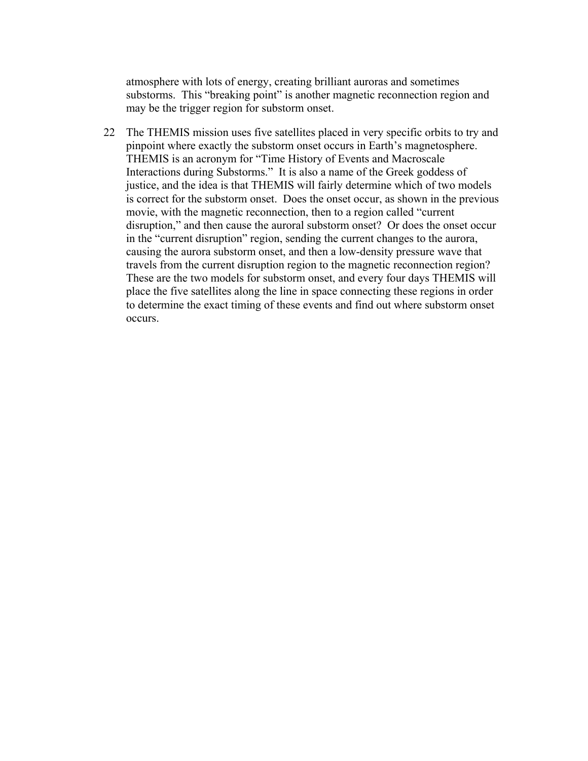atmosphere with lots of energy, creating brilliant auroras and sometimes substorms. This "breaking point" is another magnetic reconnection region and may be the trigger region for substorm onset.

22 The THEMIS mission uses five satellites placed in very specific orbits to try and pinpoint where exactly the substorm onset occurs in Earth's magnetosphere. THEMIS is an acronym for "Time History of Events and Macroscale Interactions during Substorms." It is also a name of the Greek goddess of justice, and the idea is that THEMIS will fairly determine which of two models is correct for the substorm onset. Does the onset occur, as shown in the previous movie, with the magnetic reconnection, then to a region called "current disruption," and then cause the auroral substorm onset? Or does the onset occur in the "current disruption" region, sending the current changes to the aurora, causing the aurora substorm onset, and then a low-density pressure wave that travels from the current disruption region to the magnetic reconnection region? These are the two models for substorm onset, and every four days THEMIS will place the five satellites along the line in space connecting these regions in order to determine the exact timing of these events and find out where substorm onset occurs.